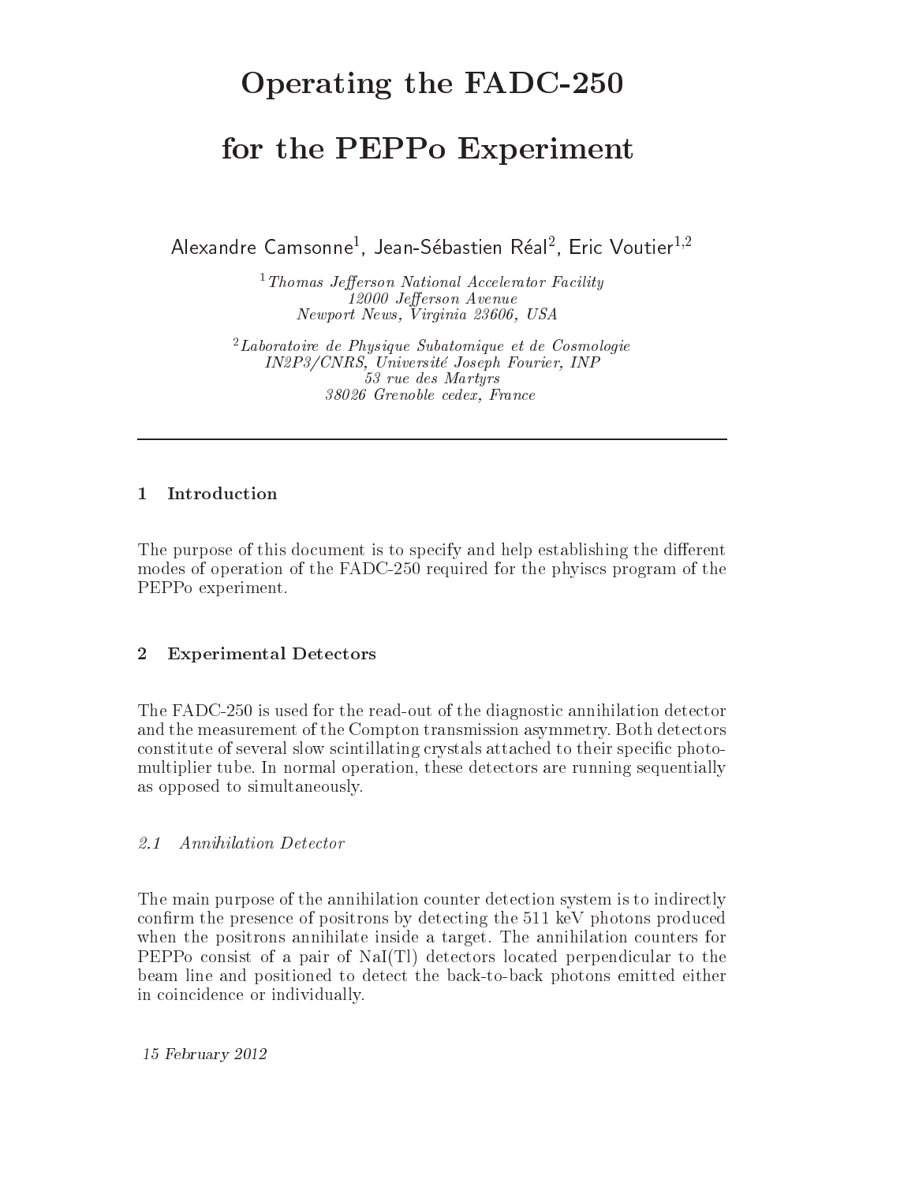# Operating the FADC-250 for the PEPPo Experiment

Alexandre Camsonne[1], Jean-Sébastien Réal[2], Eric Voutier[1,2]

[1] *Thomas Jefferson National Accelerator Facility*
*12000 Jefferson Avenue*
*Newport News, Virginia 23606, USA*

[2] *Laboratoire de Physique Subatomique et de Cosmologie*
*IN2P3/CNRS, Université Joseph Fourier, INP*
*53 rue des Martyrs*
*38026 Grenoble cedex, France*

---

## 1 Introduction

The purpose of this document is to specify and help establishing the different modes of operation of the FADC-250 required for the phyiscs program of the PEPPo experiment.

## 2 Experimental Detectors

The FADC-250 is used for the read-out of the diagnostic annihilation detector and the measurement of the Compton transmission asymmetry. Both detectors constitute of several slow scintillating crystals attached to their specific photomultiplier tube. In normal operation, these detectors are running sequentially as opposed to simultaneously.

### *2.1 Annihilation Detector*

The main purpose of the annihilation counter detection system is to indirectly confirm the presence of positrons by detecting the 511 keV photons produced when the positrons annihilate inside a target. The annihilation counters for PEPPo consist of a pair of NaI(Tl) detectors located perpendicular to the beam line and positioned to detect the back-to-back photons emitted either in coincidence or individually.

*15 February 2012*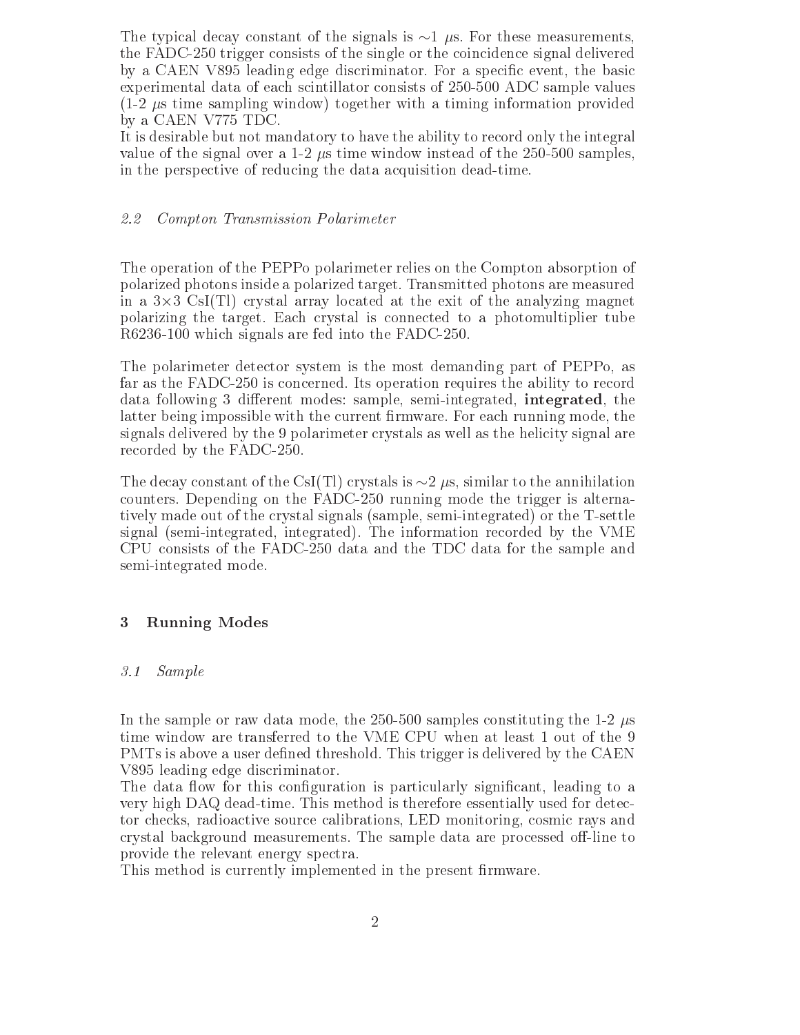The typical decay constant of the signals is $\sim$1 $\mu$s. For these measurements, the FADC-250 trigger consists of the single or the coincidence signal delivered by a CAEN V895 leading edge discriminator. For a specific event, the basic experimental data of each scintillator consists of 250-500 ADC sample values (1-2 $\mu$s time sampling window) together with a timing information provided by a CAEN V775 TDC.
It is desirable but not mandatory to have the ability to record only the integral value of the signal over a 1-2 $\mu$s time window instead of the 250-500 samples, in the perspective of reducing the data acquisition dead-time.

### *2.2 Compton Transmission Polarimeter*

The operation of the PEPPo polarimeter relies on the Compton absorption of polarized photons inside a polarized target. Transmitted photons are measured in a 3$\times$3 CsI(Tl) crystal array located at the exit of the analyzing magnet polarizing the target. Each crystal is connected to a photomultiplier tube R6236-100 which signals are fed into the FADC-250.

The polarimeter detector system is the most demanding part of PEPPo, as far as the FADC-250 is concerned. Its operation requires the ability to record data following 3 different modes: sample, semi-integrated, **integrated**, the latter being impossible with the current firmware. For each running mode, the signals delivered by the 9 polarimeter crystals as well as the helicity signal are recorded by the FADC-250.

The decay constant of the CsI(Tl) crystals is $\sim$2 $\mu$s, similar to the annihilation counters. Depending on the FADC-250 running mode the trigger is alternatively made out of the crystal signals (sample, semi-integrated) or the T-settle signal (semi-integrated, integrated). The information recorded by the VME CPU consists of the FADC-250 data and the TDC data for the sample and semi-integrated mode.

## 3 Running Modes

### *3.1 Sample*

In the sample or raw data mode, the 250-500 samples constituting the 1-2 $\mu$s time window are transferred to the VME CPU when at least 1 out of the 9 PMTs is above a user defined threshold. This trigger is delivered by the CAEN V895 leading edge discriminator.
The data flow for this configuration is particularly significant, leading to a very high DAQ dead-time. This method is therefore essentially used for detector checks, radioactive source calibrations, LED monitoring, cosmic rays and crystal background measurements. The sample data are processed off-line to provide the relevant energy spectra.
This method is currently implemented in the present firmware.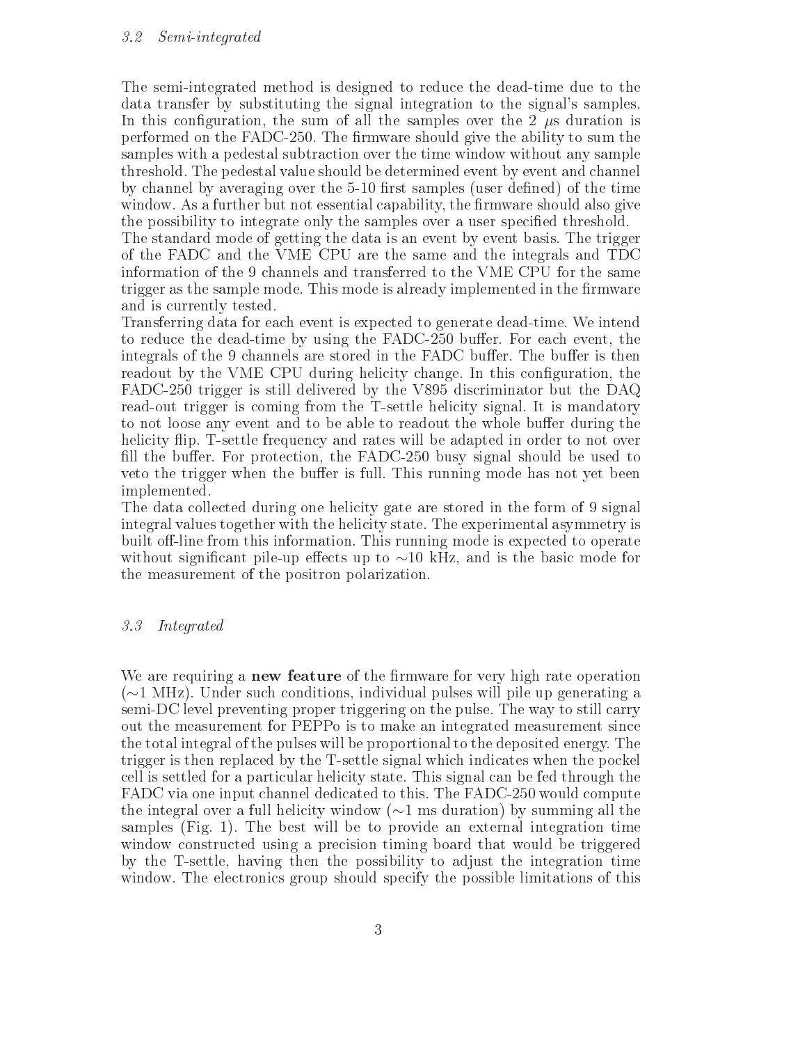### 3.2 *Semi-integrated*

The semi-integrated method is designed to reduce the dead-time due to the data transfer by substituting the signal integration to the signal's samples. In this configuration, the sum of all the samples over the 2 $\mu$s duration is performed on the FADC-250. The firmware should give the ability to sum the samples with a pedestal subtraction over the time window without any sample threshold. The pedestal value should be determined event by event and channel by channel by averaging over the 5-10 first samples (user defined) of the time window. As a further but not essential capability, the firmware should also give the possibility to integrate only the samples over a user specified threshold.

The standard mode of getting the data is an event by event basis. The trigger of the FADC and the VME CPU are the same and the integrals and TDC information of the 9 channels and transferred to the VME CPU for the same trigger as the sample mode. This mode is already implemented in the firmware and is currently tested.

Transferring data for each event is expected to generate dead-time. We intend to reduce the dead-time by using the FADC-250 buffer. For each event, the integrals of the 9 channels are stored in the FADC buffer. The buffer is then readout by the VME CPU during helicity change. In this configuration, the FADC-250 trigger is still delivered by the V895 discriminator but the DAQ read-out trigger is coming from the T-settle helicity signal. It is mandatory to not loose any event and to be able to readout the whole buffer during the helicity flip. T-settle frequency and rates will be adapted in order to not over fill the buffer. For protection, the FADC-250 busy signal should be used to veto the trigger when the buffer is full. This running mode has not yet been implemented.

The data collected during one helicity gate are stored in the form of 9 signal integral values together with the helicity state. The experimental asymmetry is built off-line from this information. This running mode is expected to operate without significant pile-up effects up to $\sim$10 kHz, and is the basic mode for the measurement of the positron polarization.

### 3.3 *Integrated*

We are requiring a **new feature** of the firmware for very high rate operation ($\sim$1 MHz). Under such conditions, individual pulses will pile up generating a semi-DC level preventing proper triggering on the pulse. The way to still carry out the measurement for PEPPo is to make an integrated measurement since the total integral of the pulses will be proportional to the deposited energy. The trigger is then replaced by the T-settle signal which indicates when the pockel cell is settled for a particular helicity state. This signal can be fed through the FADC via one input channel dedicated to this. The FADC-250 would compute the integral over a full helicity window ($\sim$1 ms duration) by summing all the samples (Fig. 1). The best will be to provide an external integration time window constructed using a precision timing board that would be triggered by the T-settle, having then the possibility to adjust the integration time window. The electronics group should specify the possible limitations of this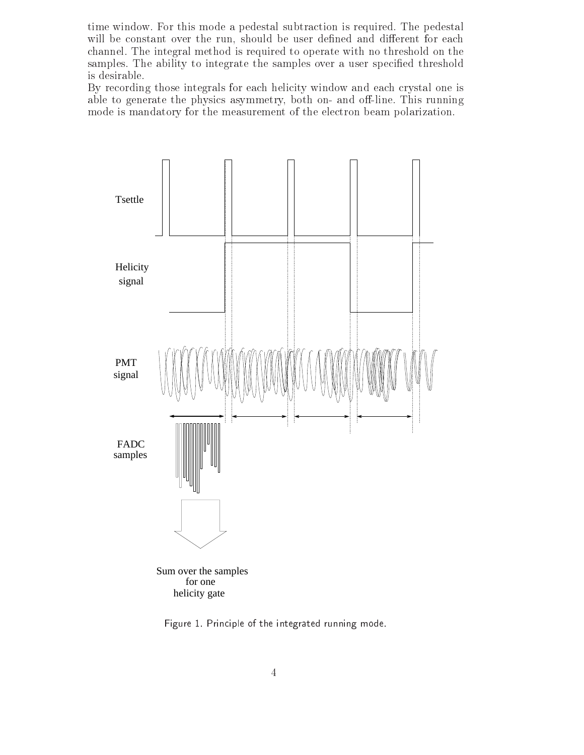time window. For this mode a pedestal subtraction is required. The pedestal will be constant over the run, should be user defined and different for each channel. The integral method is required to operate with no threshold on the samples. The ability to integrate the samples over a user specified threshold is desirable.

By recording those integrals for each helicity window and each crystal one is able to generate the physics asymmetry, both on- and off-line. This running mode is mandatory for the measurement of the electron beam polarization.

Tsettle

Helicity signal

PMT signal

FADC samples

Sum over the samples for one helicity gate

Figure 1. Principle of the integrated running mode.